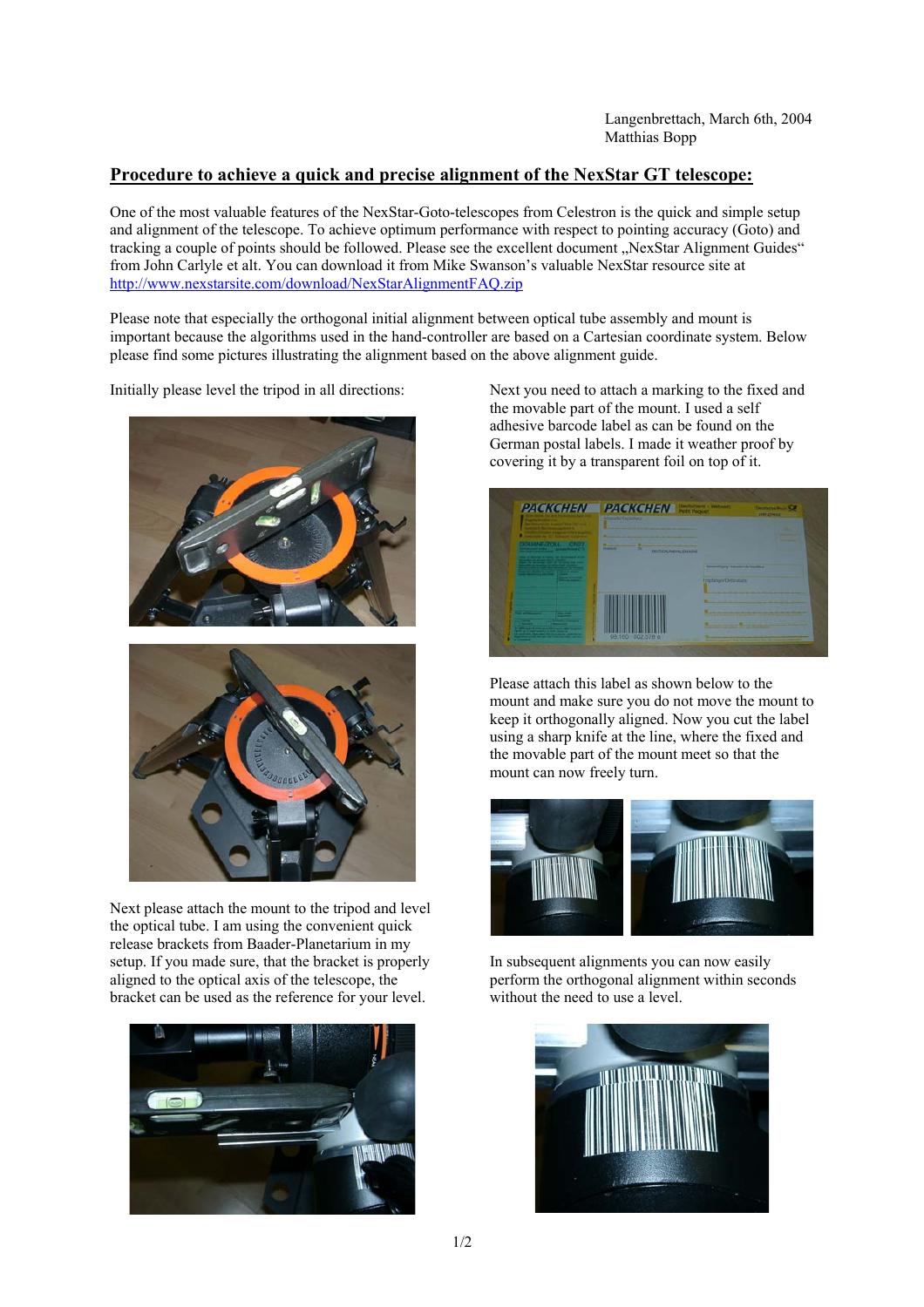Langenbrettach, March 6th, 2004
Matthias Bopp

## Procedure to achieve a quick and precise alignment of the NexStar GT telescope:

One of the most valuable features of the NexStar-Goto-telescopes from Celestron is the quick and simple setup and alignment of the telescope. To achieve optimum performance with respect to pointing accuracy (Goto) and tracking a couple of points should be followed. Please see the excellent document „NexStar Alignment Guides“ from John Carlyle et alt. You can download it from Mike Swanson's valuable NexStar resource site at http://www.nexstarsite.com/download/NexStarAlignmentFAQ.zip

Please note that especially the orthogonal initial alignment between optical tube assembly and mount is important because the algorithms used in the hand-controller are based on a Cartesian coordinate system. Below please find some pictures illustrating the alignment based on the above alignment guide.

Initially please level the tripod in all directions:

Next please attach the mount to the tripod and level the optical tube. I am using the convenient quick release brackets from Baader-Planetarium in my setup. If you made sure, that the bracket is properly aligned to the optical axis of the telescope, the bracket can be used as the reference for your level.

Next you need to attach a marking to the fixed and the movable part of the mount. I used a self adhesive barcode label as can be found on the German postal labels. I made it weather proof by covering it by a transparent foil on top of it.

Please attach this label as shown below to the mount and make sure you do not move the mount to keep it orthogonally aligned. Now you cut the label using a sharp knife at the line, where the fixed and the movable part of the mount meet so that the mount can now freely turn.

In subsequent alignments you can now easily perform the orthogonal alignment within seconds without the need to use a level.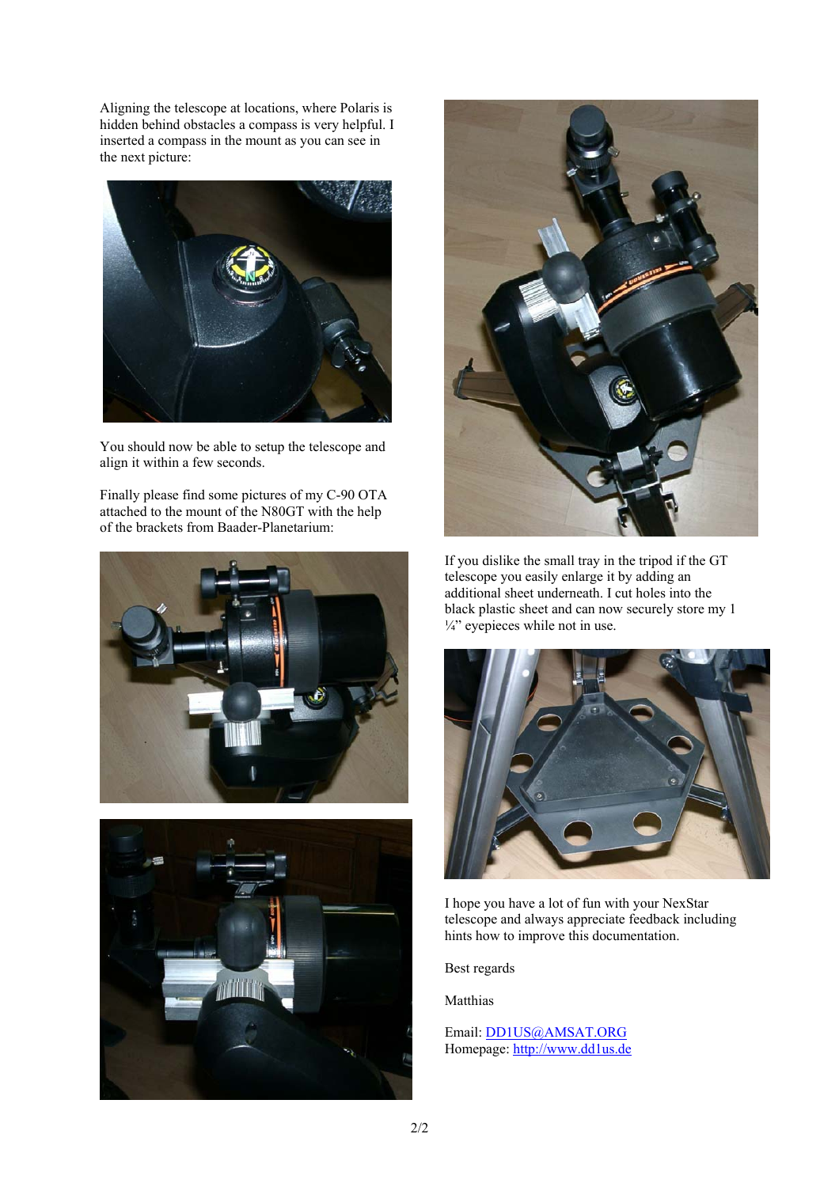Aligning the telescope at locations, where Polaris is hidden behind obstacles a compass is very helpful. I inserted a compass in the mount as you can see in the next picture:

You should now be able to setup the telescope and align it within a few seconds.

Finally please find some pictures of my C-90 OTA attached to the mount of the N80GT with the help of the brackets from Baader-Planetarium:

If you dislike the small tray in the tripod if the GT telescope you easily enlarge it by adding an additional sheet underneath. I cut holes into the black plastic sheet and can now securely store my 1 ¼" eyepieces while not in use.

I hope you have a lot of fun with your NexStar telescope and always appreciate feedback including hints how to improve this documentation.

Best regards

Matthias

Email: DD1US@AMSAT.ORG
Homepage: http://www.dd1us.de